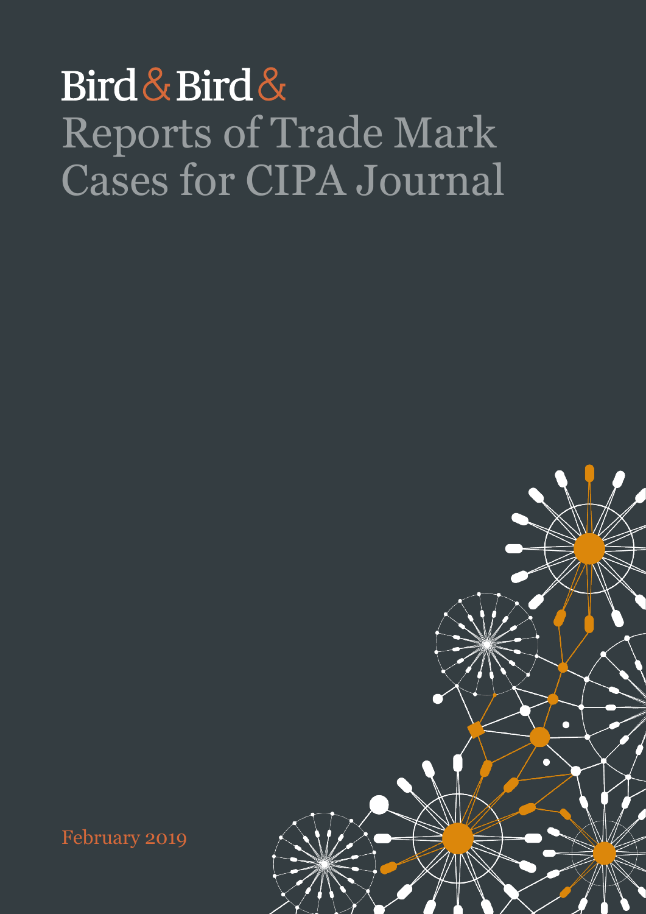Bird & Bird &

# Reports of Trade Mark Cases for CIPA Journal

February 2019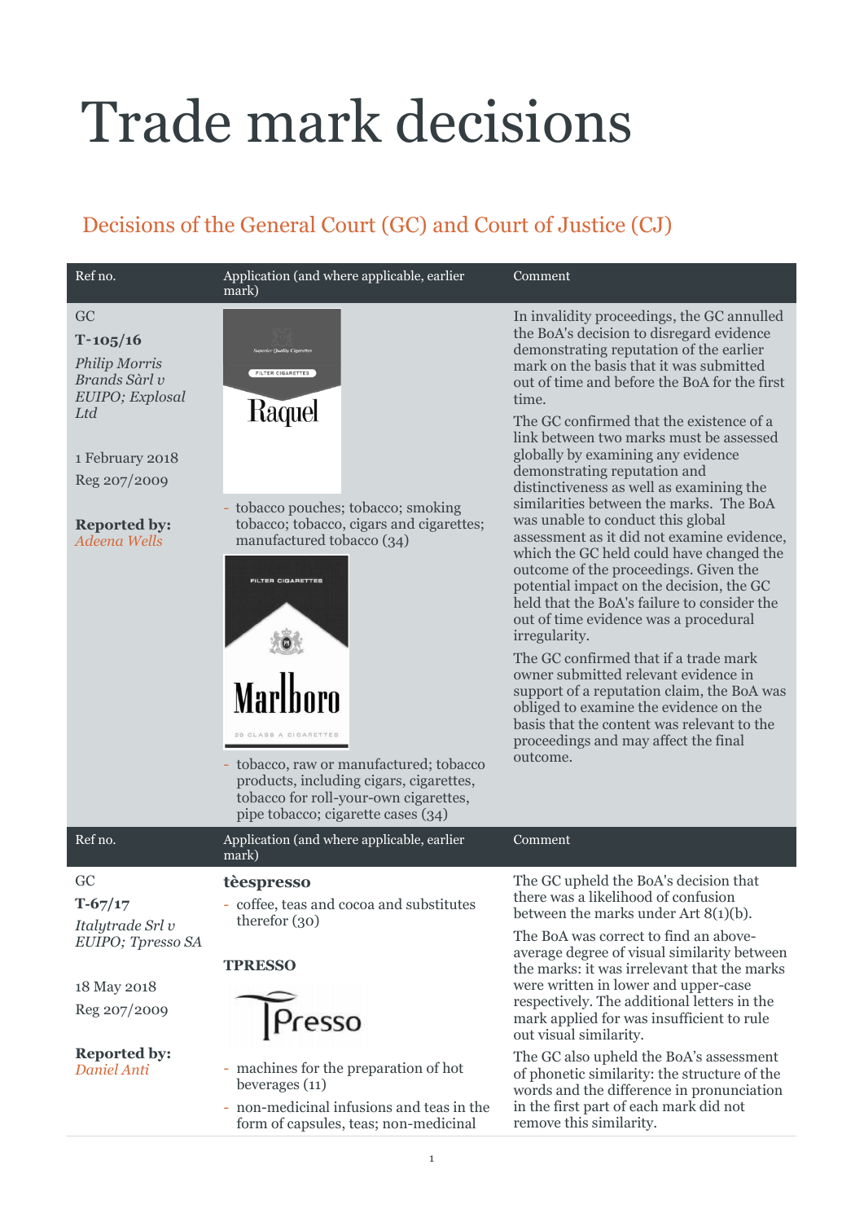# Trade mark decisions

## Decisions of the General Court (GC) and Court of Justice (CJ)

| Ref no. | Application (and where applicable, earlier mark) | Comment |
|---|---|---|
| GC<br><br>**T-105/16**<br><br>*Philip Morris Brands Sàrl v EUIPO; Explosal Ltd*<br><br>1 February 2018<br><br>Reg 207/2009<br><br>**Reported by:** *Adeena Wells* | Superior Quality Cigarettes FILTER CIGARETTES Raquel<br><br>- tobacco pouches; tobacco; smoking tobacco; tobacco, cigars and cigarettes; manufactured tobacco (34)<br><br>FILTER CIGARETTES Marlboro 20 CLASS A CIGARETTES<br><br>- tobacco, raw or manufactured; tobacco products, including cigars, cigarettes, tobacco for roll-your-own cigarettes, pipe tobacco; cigarette cases (34) | In invalidity proceedings, the GC annulled the BoA's decision to disregard evidence demonstrating reputation of the earlier mark on the basis that it was submitted out of time and before the BoA for the first time.<br><br>The GC confirmed that the existence of a link between two marks must be assessed globally by examining any evidence demonstrating reputation and distinctiveness as well as examining the similarities between the marks. The BoA was unable to conduct this global assessment as it did not examine evidence, which the GC held could have changed the outcome of the proceedings. Given the potential impact on the decision, the GC held that the BoA's failure to consider the out of time evidence was a procedural irregularity.<br><br>The GC confirmed that if a trade mark owner submitted relevant evidence in support of a reputation claim, the BoA was obliged to examine the evidence on the basis that the content was relevant to the proceedings and may affect the final outcome. |
| GC<br><br>**T-67/17**<br><br>*Italytrade Srl v EUIPO; Tpresso SA*<br><br>18 May 2018<br><br>Reg 207/2009<br><br>**Reported by:** *Daniel Anti* | **tèespresso**<br><br>- coffee, teas and cocoa and substitutes therefor (30)<br><br>**TPRESSO**<br><br>TPresso<br><br>- machines for the preparation of hot beverages (11)<br>- non-medicinal infusions and teas in the form of capsules, teas; non-medicinal | The GC upheld the BoA's decision that there was a likelihood of confusion between the marks under Art 8(1)(b).<br><br>The BoA was correct to find an above-average degree of visual similarity between the marks: it was irrelevant that the marks were written in lower and upper-case respectively. The additional letters in the mark applied for was insufficient to rule out visual similarity.<br><br>The GC also upheld the BoA's assessment of phonetic similarity: the structure of the words and the difference in pronunciation in the first part of each mark did not remove this similarity. |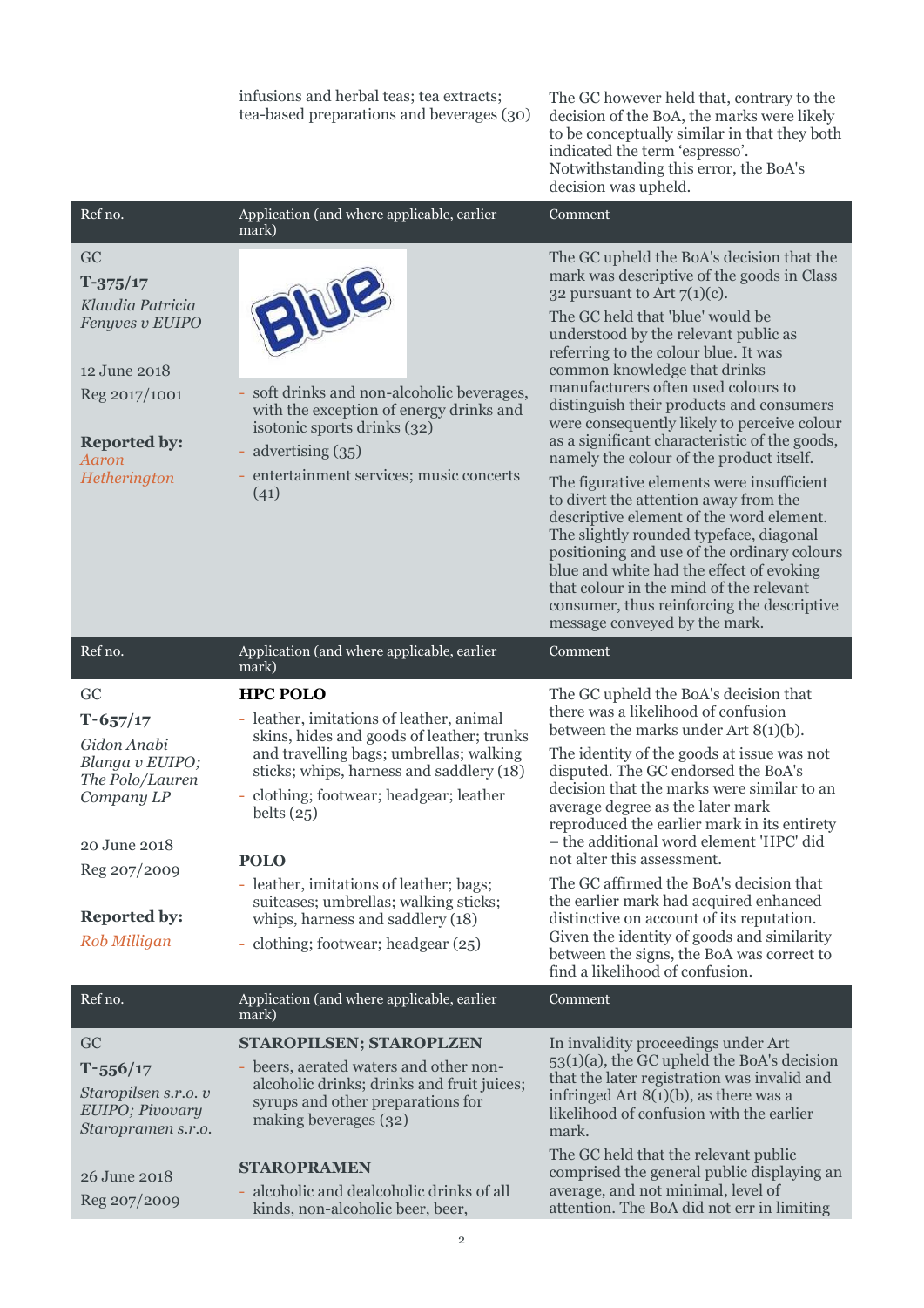| | | |
|---|---|---|
| | infusions and herbal teas; tea extracts; tea-based preparations and beverages (30) | The GC however held that, contrary to the decision of the BoA, the marks were likely to be conceptually similar in that they both indicated the term 'espresso'. Notwithstanding this error, the BoA's decision was upheld. |

| Ref no. | Application (and where applicable, earlier mark) | Comment |
|---|---|---|
| GC<br>**T-375/17**<br>*Klaudia Patricia Fenyves v EUIPO*<br><br>12 June 2018<br>Reg 2017/1001<br><br>**Reported by:** *Aaron Hetherington* | - soft drinks and non-alcoholic beverages, with the exception of energy drinks and isotonic sports drinks (32)<br>- advertising (35)<br>- entertainment services; music concerts (41) | The GC upheld the BoA's decision that the mark was descriptive of the goods in Class 32 pursuant to Art 7(1)(c).<br><br>The GC held that 'blue' would be understood by the relevant public as referring to the colour blue. It was common knowledge that drinks manufacturers often used colours to distinguish their products and consumers were consequently likely to perceive colour as a significant characteristic of the goods, namely the colour of the product itself.<br><br>The figurative elements were insufficient to divert the attention away from the descriptive element of the word element. The slightly rounded typeface, diagonal positioning and use of the ordinary colours blue and white had the effect of evoking that colour in the mind of the relevant consumer, thus reinforcing the descriptive message conveyed by the mark. |

| Ref no. | Application (and where applicable, earlier mark) | Comment |
|---|---|---|
| GC<br>**T-657/17**<br>*Gidon Anabi Blanga v EUIPO; The Polo/Lauren Company LP*<br><br>20 June 2018<br>Reg 207/2009<br><br>**Reported by:** *Rob Milligan* | **HPC POLO**<br>- leather, imitations of leather, animal skins, hides and goods of leather; trunks and travelling bags; umbrellas; walking sticks; whips, harness and saddlery (18)<br>- clothing; footwear; headgear; leather belts (25)<br><br>**POLO**<br>- leather, imitations of leather; bags; suitcases; umbrellas; walking sticks; whips, harness and saddlery (18)<br>- clothing; footwear; headgear (25) | The GC upheld the BoA's decision that there was a likelihood of confusion between the marks under Art 8(1)(b).<br><br>The identity of the goods at issue was not disputed. The GC endorsed the BoA's decision that the marks were similar to an average degree as the later mark reproduced the earlier mark in its entirety – the additional word element 'HPC' did not alter this assessment.<br><br>The GC affirmed the BoA's decision that the earlier mark had acquired enhanced distinctive on account of its reputation. Given the identity of goods and similarity between the signs, the BoA was correct to find a likelihood of confusion. |

| Ref no. | Application (and where applicable, earlier mark) | Comment |
|---|---|---|
| GC<br>**T-556/17**<br>*Staropilsen s.r.o. v EUIPO; Pivovary Staropramen s.r.o.*<br><br>26 June 2018<br>Reg 207/2009 | **STAROPILSEN; STAROPLZEN**<br>- beers, aerated waters and other non-alcoholic drinks; drinks and fruit juices; syrups and other preparations for making beverages (32)<br><br>**STAROPRAMEN**<br>- alcoholic and dealcoholic drinks of all kinds, non-alcoholic beer, beer, | In invalidity proceedings under Art 53(1)(a), the GC upheld the BoA's decision that the later registration was invalid and infringed Art 8(1)(b), as there was a likelihood of confusion with the earlier mark.<br><br>The GC held that the relevant public comprised the general public displaying an average, and not minimal, level of attention. The BoA did not err in limiting |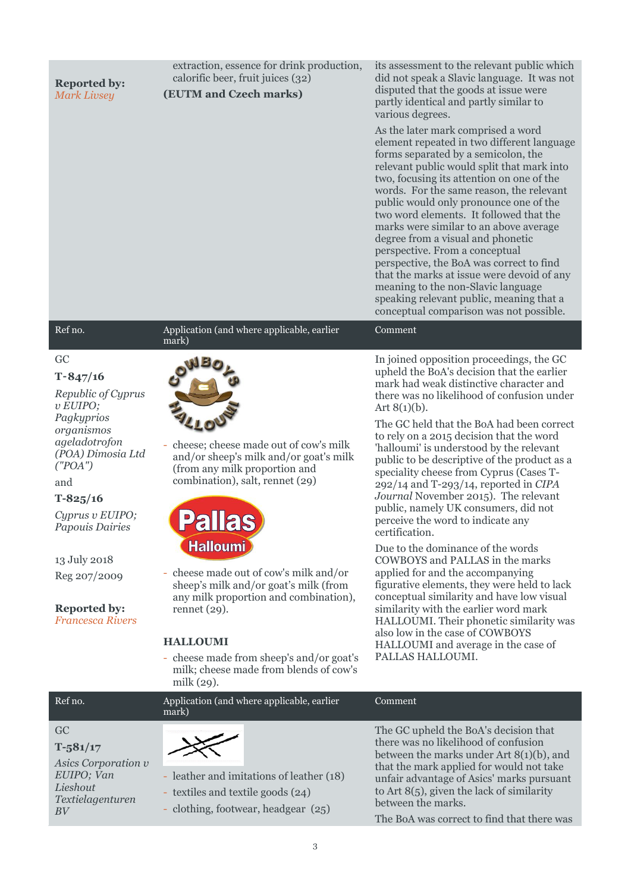| | | |
|---|---|---|
| **Reported by:** *Mark Livsey* | extraction, essence for drink production, calorific beer, fruit juices (32) **(EUTM and Czech marks)** | its assessment to the relevant public which did not speak a Slavic language. It was not disputed that the goods at issue were partly identical and partly similar to various degrees. As the later mark comprised a word element repeated in two different language forms separated by a semicolon, the relevant public would split that mark into two, focusing its attention on one of the words. For the same reason, the relevant public would only pronounce one of the two word elements. It followed that the marks were similar to an above average degree from a visual and phonetic perspective. From a conceptual perspective, the BoA was correct to find that the marks at issue were devoid of any meaning to the non-Slavic language speaking relevant public, meaning that a conceptual comparison was not possible. |

| Ref no. | Application (and where applicable, earlier mark) | Comment |
|---|---|---|
| GC **T-847/16** *Republic of Cyprus v EUIPO; Pagkyprios organismos ageladotrofon (POA) Dimosia Ltd ("POA")* and **T-825/16** *Cyprus v EUIPO; Papouis Dairies* 13 July 2018 Reg 207/2009 **Reported by:** *Francesca Rivers* | COWBOYS HALLOUMI (figurative) - cheese; cheese made out of cow's milk and/or sheep's milk and/or goat's milk (from milk proportion and combination), salt, rennet (29) Pallas Halloumi (figurative) - cheese made out of cow's milk and/or sheep's milk and/or goat's milk (from any milk proportion and combination), rennet (29). **HALLOUMI** - cheese made from sheep's and/or goat's milk; cheese made from blends of cow's milk (29). | In joined opposition proceedings, the GC upheld the BoA's decision that the earlier mark had weak distinctive character and there was no likelihood of confusion under Art 8(1)(b). The GC held that the BoA had been correct to rely on a 2015 decision that the word 'halloumi' is understood by the relevant public to be descriptive of the product as a speciality cheese from Cyprus (Cases T-292/14 and T-293/14, reported in *CIPA Journal* November 2015). The relevant public, namely UK consumers, did not perceive the word to indicate any certification. Due to the dominance of the words COWBOYS and PALLAS in the marks applied for and the accompanying figurative elements, they were held to lack conceptual similarity and have low visual similarity with the earlier word mark HALLOUMI. Their phonetic similarity was also low in the case of COWBOYS HALLOUMI and average in the case of PALLAS HALLOUMI. |

| Ref no. | Application (and where applicable, earlier mark) | Comment |
|---|---|---|
| GC **T-581/17** *Asics Corporation v EUIPO; Van Lieshout Textielagenturen BV* | (figurative mark) - leather and imitations of leather (18) - textiles and textile goods (24) - clothing, footwear, headgear (25) | The GC upheld the BoA's decision that there was no likelihood of confusion between the marks under Art 8(1)(b), and that the mark applied for would not take unfair advantage of Asics' marks pursuant to Art 8(5), given the lack of similarity between the marks. The BoA was correct to find that there was |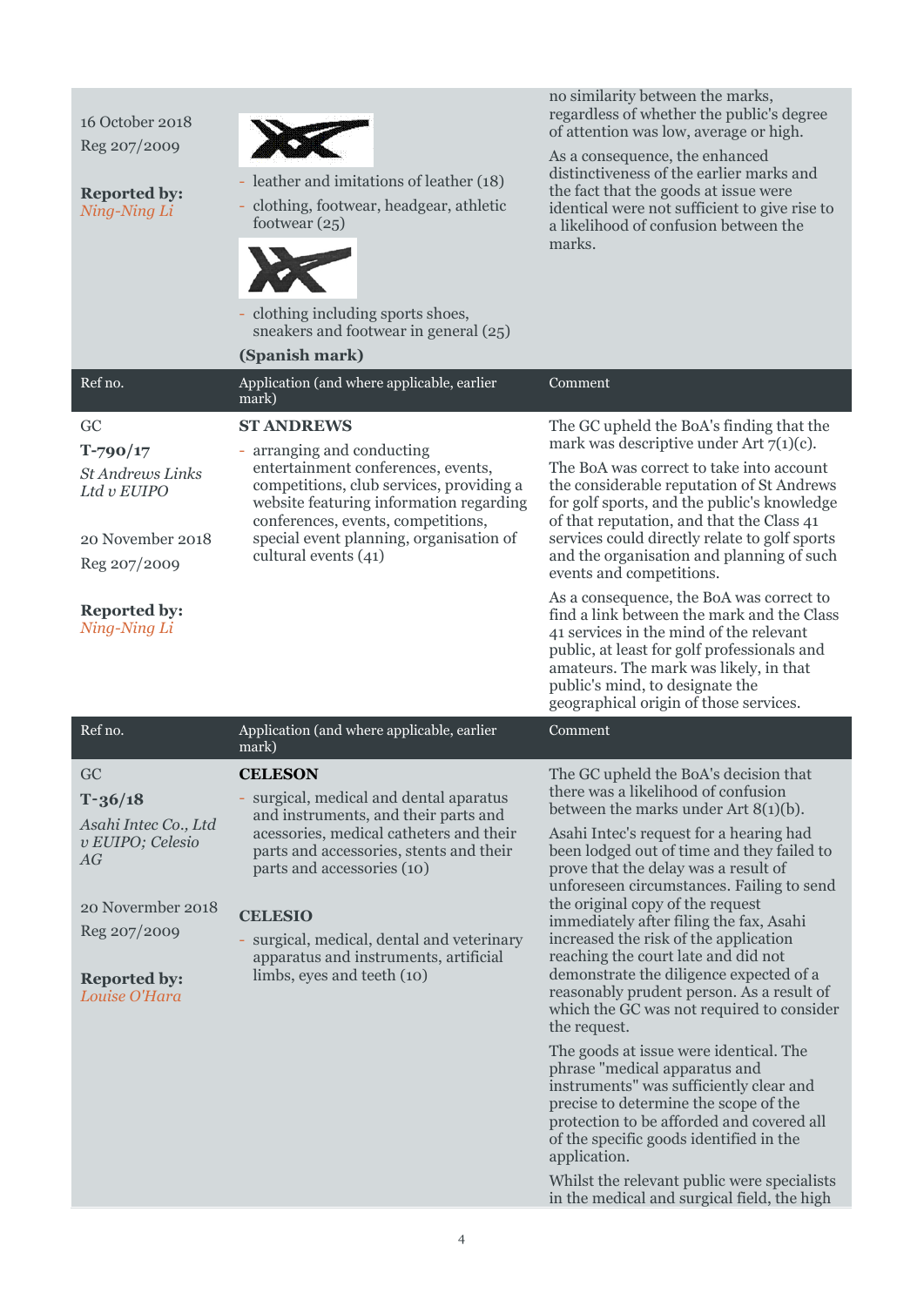| | | |
|---|---|---|
| 16 October 2018<br><br>Reg 207/2009<br><br>**Reported by:** *Ning-Ning Li* | - leather and imitations of leather (18)<br>- clothing, footwear, headgear, athletic footwear (25)<br><br>- clothing including sports shoes, sneakers and footwear in general (25)<br><br>**(Spanish mark)** | no similarity between the marks, regardless of whether the public's degree of attention was low, average or high.<br><br>As a consequence, the enhanced distinctiveness of the earlier marks and the fact that the goods at issue were identical were not sufficient to give rise to a likelihood of confusion between the marks. |

| Ref no. | Application (and where applicable, earlier mark) | Comment |
|---|---|---|
| GC<br><br>**T-790/17**<br><br>*St Andrews Links Ltd v EUIPO*<br><br>20 November 2018<br><br>Reg 207/2009<br><br>**Reported by:** *Ning-Ning Li* | **ST ANDREWS**<br><br>- arranging and conducting entertainment conferences, events, competitions, club services, providing a website featuring information regarding conferences, events, competitions, special event planning, organisation of cultural events (41) | The GC upheld the BoA's finding that the mark was descriptive under Art 7(1)(c).<br><br>The BoA was correct to take into account the considerable reputation of St Andrews for golf sports, and the public's knowledge of that reputation, and that the Class 41 services could directly relate to golf sports and the organisation and planning of such events and competitions.<br><br>As a consequence, the BoA was correct to find a link between the mark and the Class 41 services in the mind of the relevant public, at least for golf professionals and amateurs. The mark was likely, in that public's mind, to designate the geographical origin of those services. |

| Ref no. | Application (and where applicable, earlier mark) | Comment |
|---|---|---|
| GC<br><br>**T-36/18**<br><br>*Asahi Intec Co., Ltd v EUIPO; Celesio AG*<br><br>20 Novermber 2018<br><br>Reg 207/2009<br><br>**Reported by:** *Louise O'Hara* | **CELESON**<br><br>- surgical, medical and dental apparatus and instruments, and their parts and acessories, medical catheters and their parts and accessories, stents and their parts and accessories (10)<br><br>**CELESIO**<br><br>- surgical, medical, dental and veterinary apparatus and instruments, artificial limbs, eyes and teeth (10) | The GC upheld the BoA's decision that there was a likelihood of confusion between the marks under Art 8(1)(b).<br><br>Asahi Intec's request for a hearing had been lodged out of time and they failed to prove that the delay was a result of unforeseen circumstances. Failing to send the original copy of the request immediately after filing the fax, Asahi increased the risk of the application reaching the court late and did not demonstrate the diligence expected of a reasonably prudent person. As a result of which the GC was not required to consider the request.<br><br>The goods at issue were identical. The phrase "medical apparatus and instruments" was sufficiently clear and precise to determine the scope of the protection to be afforded and covered all of the specific goods identified in the application.<br><br>Whilst the relevant public were specialists in the medical and surgical field, the high |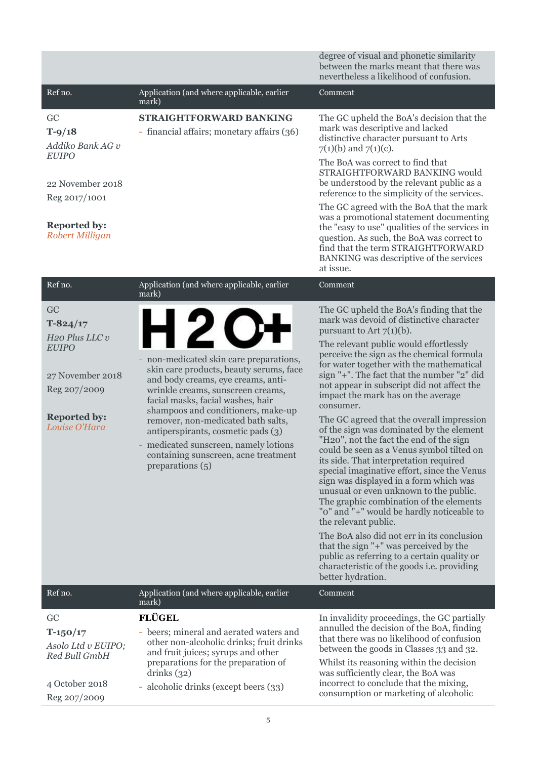| | | |
|---|---|---|
| | | degree of visual and phonetic similarity between the marks meant that there was nevertheless a likelihood of confusion. |

| Ref no. | Application (and where applicable, earlier mark) | Comment |
|---|---|---|
| GC<br>**T-9/18**<br>*Addiko Bank AG v EUIPO*<br><br>22 November 2018<br>Reg 2017/1001<br><br>**Reported by:**<br>*Robert Milligan* | **STRAIGHTFORWARD BANKING**<br>- financial affairs; monetary affairs (36) | The GC upheld the BoA's decision that the mark was descriptive and lacked distinctive character pursuant to Arts 7(1)(b) and 7(1)(c).<br><br>The BoA was correct to find that STRAIGHTFORWARD BANKING would be understood by the relevant public as a reference to the simplicity of the services.<br><br>The GC agreed with the BoA that the mark was a promotional statement documenting the "easy to use" qualities of the services in question. As such, the BoA was correct to find that the term STRAIGHTFORWARD BANKING was descriptive of the services at issue. |

| Ref no. | Application (and where applicable, earlier mark) | Comment |
|---|---|---|
| GC<br>**T-824/17**<br>*H2o Plus LLC v EUIPO*<br><br>27 November 2018<br>Reg 207/2009<br><br>**Reported by:**<br>*Louise O'Hara* | **H2O+**<br>- non-medicated skin care preparations, skin care products, beauty serums, face and body creams, eye creams, anti-wrinkle creams, sunscreen creams, facial masks, facial washes, hair shampoos and conditioners, make-up remover, non-medicated bath salts, antiperspirants, cosmetic pads (3)<br>- medicated sunscreen, namely lotions containing sunscreen, acne treatment preparations (5) | The GC upheld the BoA's finding that the mark was devoid of distinctive character pursuant to Art 7(1)(b).<br><br>The relevant public would effortlessly perceive the sign as the chemical formula for water together with the mathematical sign "+". The fact that the number "2" did not appear in subscript did not affect the impact the mark has on the average consumer.<br><br>The GC agreed that the overall impression of the sign was dominated by the element "H2o", not the fact the end of the sign could be seen as a Venus symbol tilted on its side. That interpretation required special imaginative effort, since the Venus sign was displayed in a form which was unusual or even unknown to the public. The graphic combination of the elements "o" and "+" would be hardly noticeable to the relevant public.<br><br>The BoA also did not err in its conclusion that the sign "+" was perceived by the public as referring to a certain quality or characteristic of the goods i.e. providing better hydration. |

| Ref no. | Application (and where applicable, earlier mark) | Comment |
|---|---|---|
| GC<br>**T-150/17**<br>*Asolo Ltd v EUIPO; Red Bull GmbH*<br><br>4 October 2018<br>Reg 207/2009 | **FLÜGEL**<br>- beers; mineral and aerated waters and other non-alcoholic drinks; fruit drinks and fruit juices; syrups and other preparations for the preparation of drinks (32)<br>- alcoholic drinks (except beers (33) | In invalidity proceedings, the GC partially annulled the decision of the BoA, finding that there was no likelihood of confusion between the goods in Classes 33 and 32.<br><br>Whilst its reasoning within the decision was sufficiently clear, the BoA was incorrect to conclude that the mixing, consumption or marketing of alcoholic |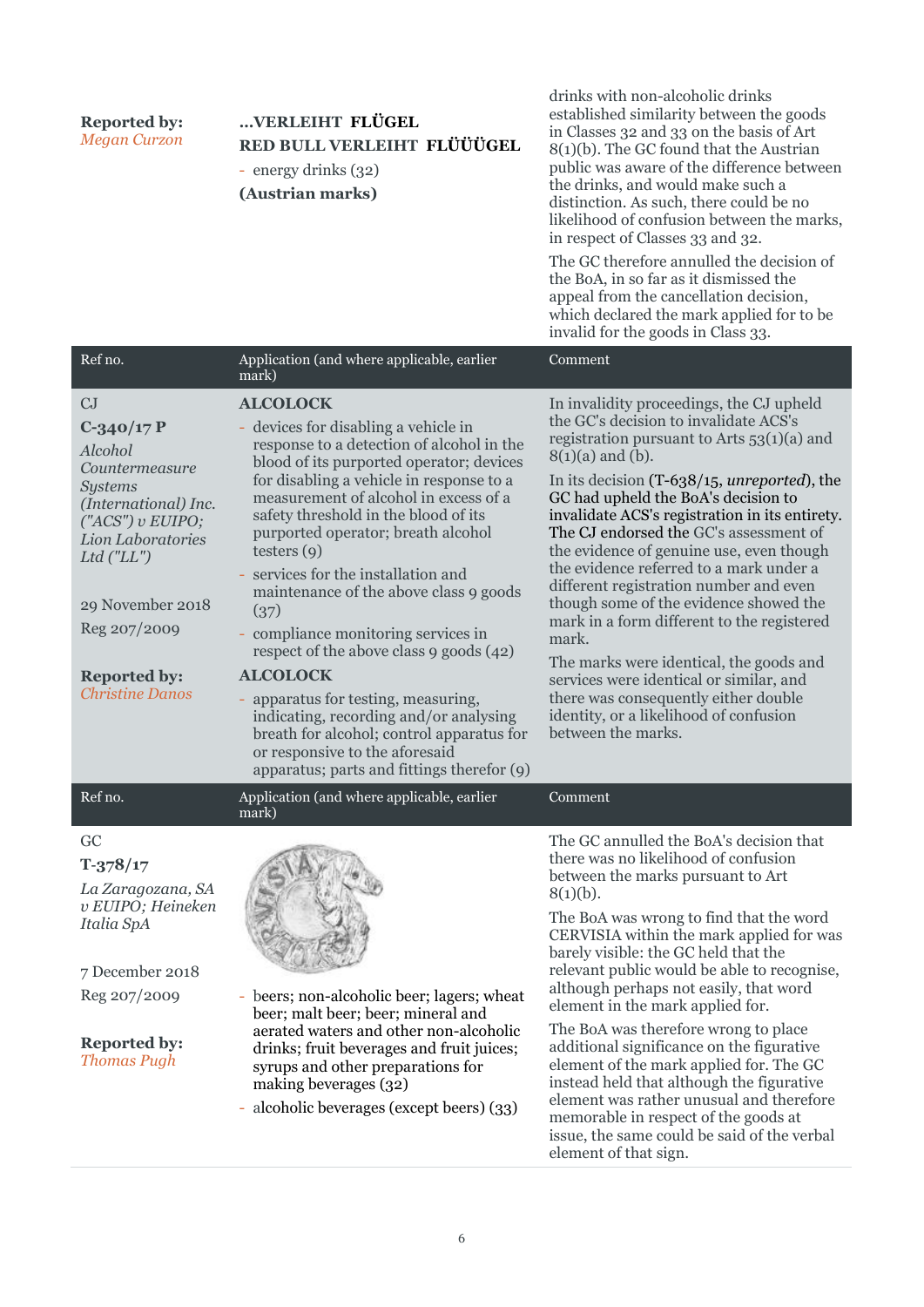| | | |
|---|---|---|
| **Reported by:** *Megan Curzon* | **...VERLEIHT FLÜGEL**<br>**RED BULL VERLEIHT FLÜÜÜGEL**<br>- energy drinks (32)<br>**(Austrian marks)** | drinks with non-alcoholic drinks established similarity between the goods in Classes 32 and 33 on the basis of Art 8(1)(b). The GC found that the Austrian public was aware of the difference between the drinks, and would make such a distinction. As such, there could be no likelihood of confusion between the marks, in respect of Classes 33 and 32.<br><br>The GC therefore annulled the decision of the BoA, in so far as it dismissed the appeal from the cancellation decision, which declared the mark applied for to be invalid for the goods in Class 33. |

| Ref no. | Application (and where applicable, earlier mark) | Comment |
|---|---|---|
| CJ<br>**C-340/17 P**<br>*Alcohol Countermeasure Systems (International) Inc. ("ACS") v EUIPO; Lion Laboratories Ltd ("LL")*<br><br>29 November 2018<br>Reg 207/2009<br><br>**Reported by:** *Christine Danos* | **ALCOLOCK**<br>- devices for disabling a vehicle in response to a detection of alcohol in the blood of its purported operator; devices for disabling a vehicle in response to a measurement of alcohol in excess of a safety threshold in the blood of its purported operator; breath alcohol testers (9)<br>- services for the installation and maintenance of the above class 9 goods (37)<br>- compliance monitoring services in respect of the above class 9 goods (42)<br><br>**ALCOLOCK**<br>- apparatus for testing, measuring, indicating, recording and/or analysing breath for alcohol; control apparatus for or responsive to the aforesaid apparatus; parts and fittings therefor (9) | In invalidity proceedings, the CJ upheld the GC's decision to invalidate ACS's registration pursuant to Arts 53(1)(a) and 8(1)(a) and (b).<br><br>In its decision (T-638/15, *unreported*), the GC had upheld the BoA's decision to invalidate ACS's registration in its entirety. The CJ endorsed the GC's assessment of the evidence of genuine use, even though the evidence referred to a mark under a different registration number and even though some of the evidence showed the mark in a form different to the registered mark.<br><br>The marks were identical, the goods and services were identical or similar, and there was consequently either double identity, or a likelihood of confusion between the marks. |

| Ref no. | Application (and where applicable, earlier mark) | Comment |
|---|---|---|
| GC<br>**T-378/17**<br>*La Zaragozana, SA v EUIPO; Heineken Italia SpA*<br><br>7 December 2018<br>Reg 207/2009<br><br>**Reported by:** *Thomas Pugh* | - beers; non-alcoholic beer; lagers; wheat beer; malt beer; beer; mineral and aerated waters and other non-alcoholic drinks; fruit beverages and fruit juices; syrups and other preparations for making beverages (32)<br>- alcoholic beverages (except beers) (33) | The GC annulled the BoA's decision that there was no likelihood of confusion between the marks pursuant to Art 8(1)(b).<br><br>The BoA was wrong to find that the word CERVISIA within the mark applied for was barely visible: the GC held that the relevant public would be able to recognise, although perhaps not easily, that word element in the mark applied for.<br><br>The BoA was therefore wrong to place additional significance on the figurative element of the mark applied for. The GC instead held that although the figurative element was rather unusual and therefore memorable in respect of the goods at issue, the same could be said of the verbal element of that sign. |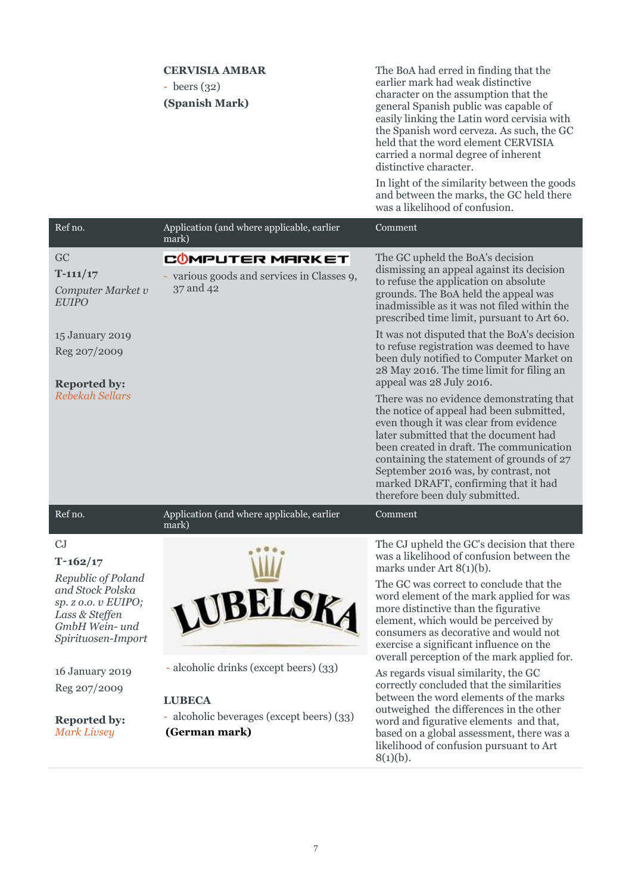| | | |
|---|---|---|
| | **CERVISIA AMBAR**<br>- beers (32)<br>**(Spanish Mark)** | The BoA had erred in finding that the earlier mark had weak distinctive character on the assumption that the general Spanish public was capable of easily linking the Latin word cervisia with the Spanish word cerveza. As such, the GC held that the word element CERVISIA carried a normal degree of inherent distinctive character.<br><br>In light of the similarity between the goods and between the marks, the GC held there was a likelihood of confusion. |

| Ref no. | Application (and where applicable, earlier mark) | Comment |
|---|---|---|
| GC<br>**T-111/17**<br>*Computer Market v EUIPO*<br><br>15 January 2019<br>Reg 207/2009<br><br>**Reported by:**<br>*Rebekah Sellars* | COMPUTER MARKET<br>- various goods and services in Classes 9, 37 and 42 | The GC upheld the BoA's decision dismissing an appeal against its decision to refuse the application on absolute grounds. The BoA held the appeal was inadmissible as it was not filed within the prescribed time limit, pursuant to Art 60.<br><br>It was not disputed that the BoA's decision to refuse registration was deemed to have been duly notified to Computer Market on 28 May 2016. The time limit for filing an appeal was 28 July 2016.<br><br>There was no evidence demonstrating that the notice of appeal had been submitted, even though it was clear from evidence later submitted that the document had been created in draft. The communication containing the statement of grounds of 27 September 2016 was, by contrast, not marked DRAFT, confirming that it had therefore been duly submitted. |

| Ref no. | Application (and where applicable, earlier mark) | Comment |
|---|---|---|
| CJ<br>**T-162/17**<br>*Republic of Poland and Stock Polska sp. z o.o. v EUIPO; Lass & Steffen GmbH Wein- und Spirituosen-Import*<br><br>16 January 2019<br>Reg 207/2009<br><br>**Reported by:**<br>*Mark Livsey* | LUBELSKA<br>- alcoholic drinks (except beers) (33)<br><br>**LUBECA**<br>- alcoholic beverages (except beers) (33)<br>**(German mark)** | The CJ upheld the GC's decision that there was a likelihood of confusion between the marks under Art 8(1)(b).<br><br>The GC was correct to conclude that the word element of the mark applied for was more distinctive than the figurative element, which would be perceived by consumers as decorative and would not exercise a significant influence on the overall perception of the mark applied for.<br><br>As regards visual similarity, the GC correctly concluded that the similarities between the word elements of the marks outweighed the differences in the other word and figurative elements and that, based on a global assessment, there was a likelihood of confusion pursuant to Art 8(1)(b). |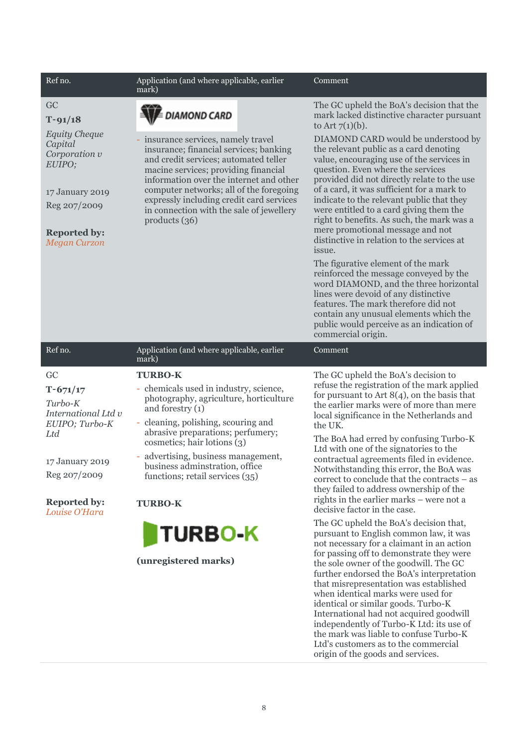| Ref no. | Application (and where applicable, earlier mark) | Comment |
|---|---|---|
| GC<br>**T-91/18**<br>*Equity Cheque Capital Corporation v EUIPO;*<br><br>17 January 2019<br>Reg 207/2009<br><br>**Reported by:** *Megan Curzon* | DIAMOND CARD<br><br>- insurance services, namely travel insurance; financial services; banking and credit services; automated teller macine services; providing financial information over the internet and other computer networks; all of the foregoing expressly including credit card services in connection with the sale of jewellery products (36) | The GC upheld the BoA's decision that the mark lacked distinctive character pursuant to Art 7(1)(b).<br><br>DIAMOND CARD would be understood by the relevant public as a card denoting value, encouraging use of the services in question. Even where the services provided did not directly relate to the use of a card, it was sufficient for a mark to indicate to the relevant public that they were entitled to a card giving them the right to benefits. As such, the mark was a mere promotional message and not distinctive in relation to the services at issue.<br><br>The figurative element of the mark reinforced the message conveyed by the word DIAMOND, and the three horizontal lines were devoid of any distinctive features. The mark therefore did not contain any unusual elements which the public would perceive as an indication of commercial origin. |

| Ref no. | Application (and where applicable, earlier mark) | Comment |
|---|---|---|
| GC<br>**T-671/17**<br>*Turbo-K International Ltd v EUIPO; Turbo-K Ltd*<br><br>17 January 2019<br>Reg 207/2009<br><br>**Reported by:** *Louise O'Hara* | **TURBO-K**<br><br>- chemicals used in industry, science, photography, agriculture, horticulture and forestry (1)<br>- cleaning, polishing, scouring and abrasive preparations; perfumery; cosmetics; hair lotions (3)<br>- advertising, business management, business adminstration, office functions; retail services (35)<br><br>**TURBO-K**<br><br>TURBO-K<br><br>**(unregistered marks)** | The GC upheld the BoA's decision to refuse the registration of the mark applied for pursuant to Art 8(4), on the basis that the earlier marks were of more than mere local significance in the Netherlands and the UK.<br><br>The BoA had erred by confusing Turbo-K Ltd with one of the signatories to the contractual agreements filed in evidence. Notwithstanding this error, the BoA was correct to conclude that the contracts – as they failed to address ownership of the rights in the earlier marks – were not a decisive factor in the case.<br><br>The GC upheld the BoA's decision that, pursuant to English common law, it was not necessary for a claimant in an action for passing off to demonstrate they were the sole owner of the goodwill. The GC further endorsed the BoA's interpretation that misrepresentation was established when identical marks were used for identical or similar goods. Turbo-K International had not acquired goodwill independently of Turbo-K Ltd: its use of the mark was liable to confuse Turbo-K Ltd's customers as to the commercial origin of the goods and services. |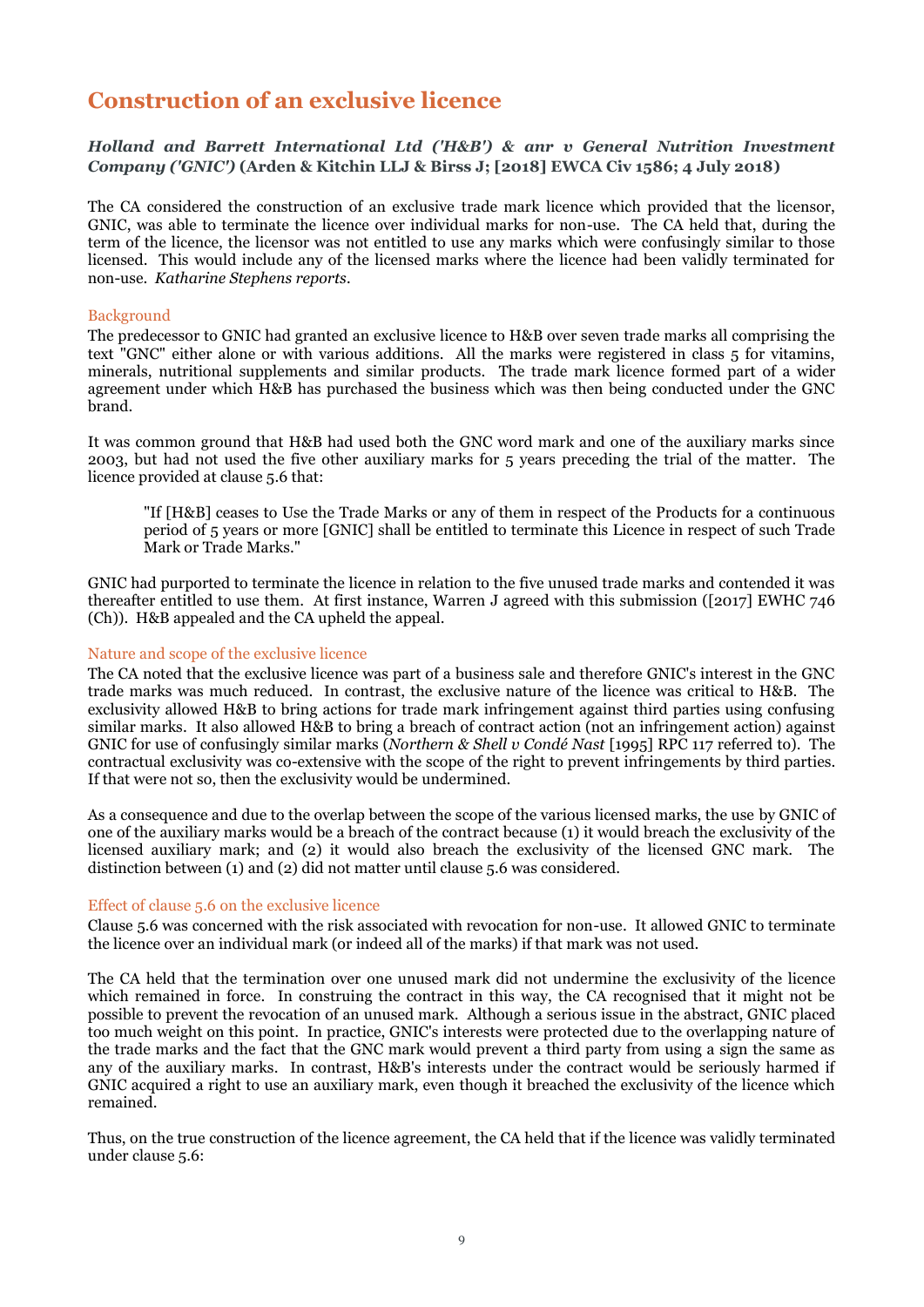## Construction of an exclusive licence

***Holland and Barrett International Ltd ('H&B') & anr v General Nutrition Investment Company ('GNIC')* (Arden & Kitchin LLJ & Birss J; [2018] EWCA Civ 1586; 4 July 2018)**

The CA considered the construction of an exclusive trade mark licence which provided that the licensor, GNIC, was able to terminate the licence over individual marks for non-use. The CA held that, during the term of the licence, the licensor was not entitled to use any marks which were confusingly similar to those licensed. This would include any of the licensed marks where the licence had been validly terminated for non-use. *Katharine Stephens reports.*

### Background

The predecessor to GNIC had granted an exclusive licence to H&B over seven trade marks all comprising the text "GNC" either alone or with various additions. All the marks were registered in class 5 for vitamins, minerals, nutritional supplements and similar products. The trade mark licence formed part of a wider agreement under which H&B has purchased the business which was then being conducted under the GNC brand.

It was common ground that H&B had used both the GNC word mark and one of the auxiliary marks since 2003, but had not used the five other auxiliary marks for 5 years preceding the trial of the matter. The licence provided at clause 5.6 that:

> "If [H&B] ceases to Use the Trade Marks or any of them in respect of the Products for a continuous period of 5 years or more [GNIC] shall be entitled to terminate this Licence in respect of such Trade Mark or Trade Marks."

GNIC had purported to terminate the licence in relation to the five unused trade marks and contended it was thereafter entitled to use them. At first instance, Warren J agreed with this submission ([2017] EWHC 746 (Ch)). H&B appealed and the CA upheld the appeal.

### Nature and scope of the exclusive licence

The CA noted that the exclusive licence was part of a business sale and therefore GNIC's interest in the GNC trade marks was much reduced. In contrast, the exclusive nature of the licence was critical to H&B. The exclusivity allowed H&B to bring actions for trade mark infringement against third parties using confusing similar marks. It also allowed H&B to bring a breach of contract action (not an infringement action) against GNIC for use of confusingly similar marks (*Northern & Shell v Condé Nast* [1995] RPC 117 referred to). The contractual exclusivity was co-extensive with the scope of the right to prevent infringements by third parties. If that were not so, then the exclusivity would be undermined.

As a consequence and due to the overlap between the scope of the various licensed marks, the use by GNIC of one of the auxiliary marks would be a breach of the contract because (1) it would breach the exclusivity of the licensed auxiliary mark; and (2) it would also breach the exclusivity of the licensed GNC mark. The distinction between (1) and (2) did not matter until clause 5.6 was considered.

### Effect of clause 5.6 on the exclusive licence

Clause 5.6 was concerned with the risk associated with revocation for non-use. It allowed GNIC to terminate the licence over an individual mark (or indeed all of the marks) if that mark was not used.

The CA held that the termination over one unused mark did not undermine the exclusivity of the licence which remained in force. In construing the contract in this way, the CA recognised that it might not be possible to prevent the revocation of an unused mark. Although a serious issue in the abstract, GNIC placed too much weight on this point. In practice, GNIC's interests were protected due to the overlapping nature of the trade marks and the fact that the GNC mark would prevent a third party from using a sign the same as any of the auxiliary marks. In contrast, H&B's interests under the contract would be seriously harmed if GNIC acquired a right to use an auxiliary mark, even though it breached the exclusivity of the licence which remained.

Thus, on the true construction of the licence agreement, the CA held that if the licence was validly terminated under clause 5.6: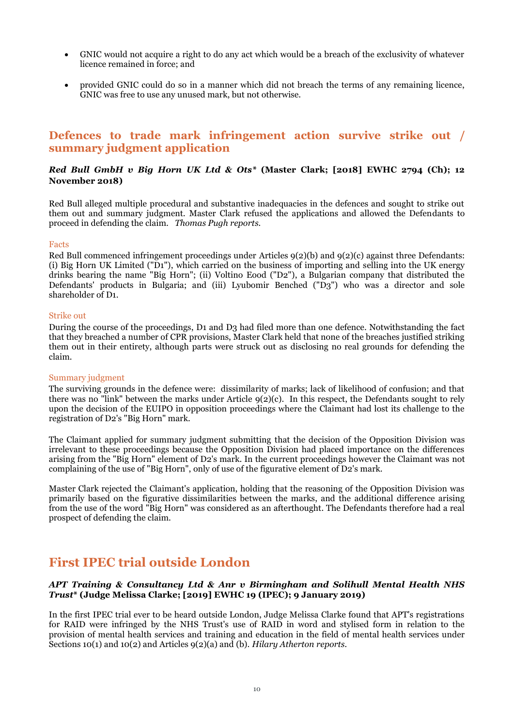- GNIC would not acquire a right to do any act which would be a breach of the exclusivity of whatever licence remained in force; and
- provided GNIC could do so in a manner which did not breach the terms of any remaining licence, GNIC was free to use any unused mark, but not otherwise.

## Defences to trade mark infringement action survive strike out / summary judgment application

### *Red Bull GmbH v Big Horn UK Ltd & Ots** (Master Clark; [2018] EWHC 2794 (Ch); 12 November 2018)

Red Bull alleged multiple procedural and substantive inadequacies in the defences and sought to strike out them out and summary judgment. Master Clark refused the applications and allowed the Defendants to proceed in defending the claim. *Thomas Pugh reports.*

#### Facts

Red Bull commenced infringement proceedings under Articles 9(2)(b) and 9(2)(c) against three Defendants: (i) Big Horn UK Limited ("D1"), which carried on the business of importing and selling into the UK energy drinks bearing the name "Big Horn"; (ii) Voltino Eood ("D2"), a Bulgarian company that distributed the Defendants' products in Bulgaria; and (iii) Lyubomir Benched ("D3") who was a director and sole shareholder of D1.

#### Strike out

During the course of the proceedings, D1 and D3 had filed more than one defence. Notwithstanding the fact that they breached a number of CPR provisions, Master Clark held that none of the breaches justified striking them out in their entirety, although parts were struck out as disclosing no real grounds for defending the claim.

#### Summary judgment

The surviving grounds in the defence were: dissimilarity of marks; lack of likelihood of confusion; and that there was no "link" between the marks under Article 9(2)(c). In this respect, the Defendants sought to rely upon the decision of the EUIPO in opposition proceedings where the Claimant had lost its challenge to the registration of D2's "Big Horn" mark.

The Claimant applied for summary judgment submitting that the decision of the Opposition Division was irrelevant to these proceedings because the Opposition Division had placed importance on the differences arising from the "Big Horn" element of D2's mark. In the current proceedings however the Claimant was not complaining of the use of "Big Horn", only of use of the figurative element of D2's mark.

Master Clark rejected the Claimant's application, holding that the reasoning of the Opposition Division was primarily based on the figurative dissimilarities between the marks, and the additional difference arising from the use of the word "Big Horn" was considered as an afterthought. The Defendants therefore had a real prospect of defending the claim.

## First IPEC trial outside London

### *APT Training & Consultancy Ltd & Anr v Birmingham and Solihull Mental Health NHS Trust** (Judge Melissa Clarke; [2019] EWHC 19 (IPEC); 9 January 2019)

In the first IPEC trial ever to be heard outside London, Judge Melissa Clarke found that APT's registrations for RAID were infringed by the NHS Trust's use of RAID in word and stylised form in relation to the provision of mental health services and training and education in the field of mental health services under Sections 10(1) and 10(2) and Articles 9(2)(a) and (b). *Hilary Atherton reports.*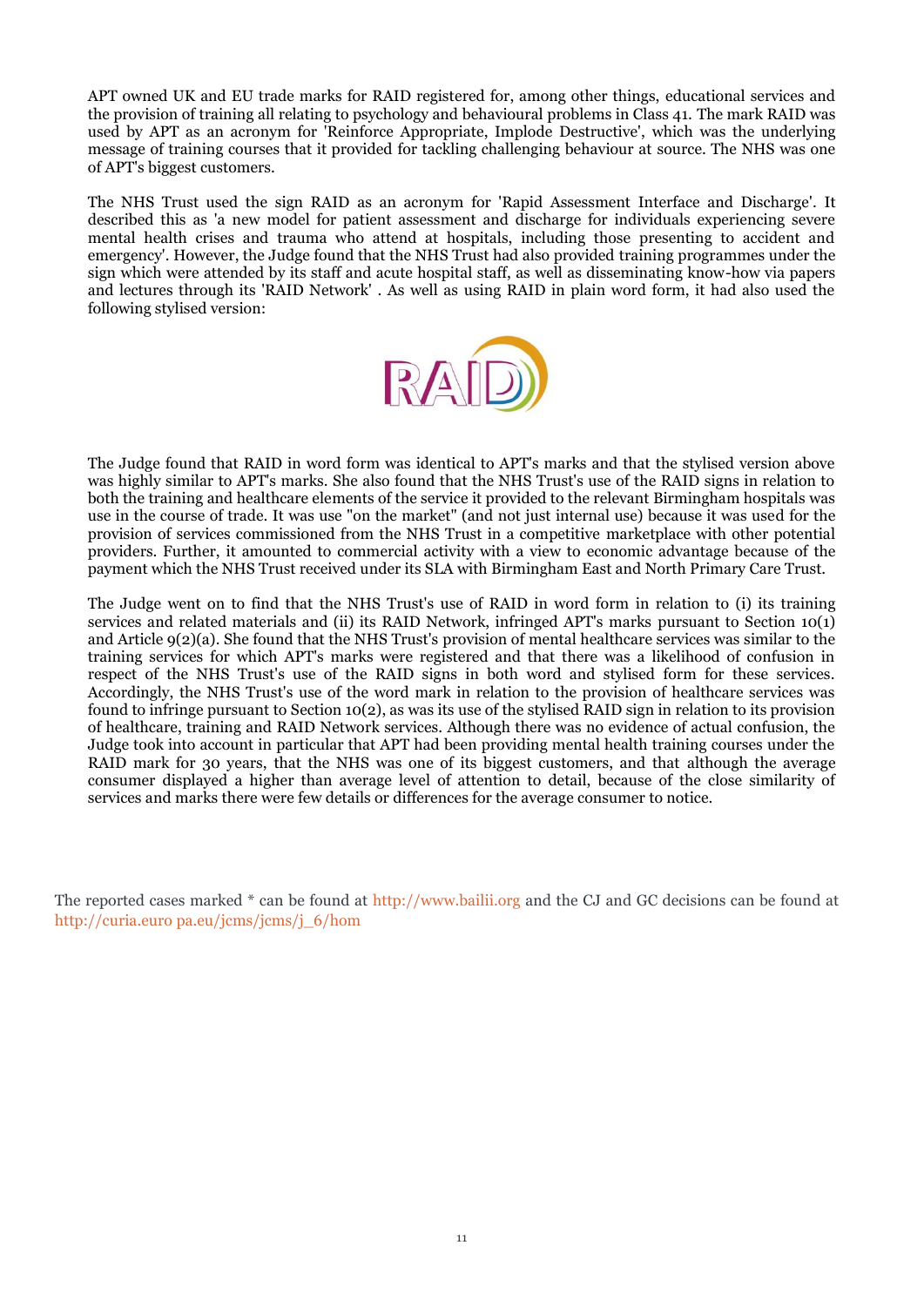APT owned UK and EU trade marks for RAID registered for, among other things, educational services and the provision of training all relating to psychology and behavioural problems in Class 41. The mark RAID was used by APT as an acronym for 'Reinforce Appropriate, Implode Destructive', which was the underlying message of training courses that it provided for tackling challenging behaviour at source. The NHS was one of APT's biggest customers.

The NHS Trust used the sign RAID as an acronym for 'Rapid Assessment Interface and Discharge'. It described this as 'a new model for patient assessment and discharge for individuals experiencing severe mental health crises and trauma who attend at hospitals, including those presenting to accident and emergency'. However, the Judge found that the NHS Trust had also provided training programmes under the sign which were attended by its staff and acute hospital staff, as well as disseminating know-how via papers and lectures through its 'RAID Network' . As well as using RAID in plain word form, it had also used the following stylised version:

The Judge found that RAID in word form was identical to APT's marks and that the stylised version above was highly similar to APT's marks. She also found that the NHS Trust's use of the RAID signs in relation to both the training and healthcare elements of the service it provided to the relevant Birmingham hospitals was use in the course of trade. It was use "on the market" (and not just internal use) because it was used for the provision of services commissioned from the NHS Trust in a competitive marketplace with other potential providers. Further, it amounted to commercial activity with a view to economic advantage because of the payment which the NHS Trust received under its SLA with Birmingham East and North Primary Care Trust.

The Judge went on to find that the NHS Trust's use of RAID in word form in relation to (i) its training services and related materials and (ii) its RAID Network, infringed APT's marks pursuant to Section 10(1) and Article 9(2)(a). She found that the NHS Trust's provision of mental healthcare services was similar to the training services for which APT's marks were registered and that there was a likelihood of confusion in respect of the NHS Trust's use of the RAID signs in both word and stylised form for these services. Accordingly, the NHS Trust's use of the word mark in relation to the provision of healthcare services was found to infringe pursuant to Section 10(2), as was its use of the stylised RAID sign in relation to its provision of healthcare, training and RAID Network services. Although there was no evidence of actual confusion, the Judge took into account in particular that APT had been providing mental health training courses under the RAID mark for 30 years, that the NHS was one of its biggest customers, and that although the average consumer displayed a higher than average level of attention to detail, because of the close similarity of services and marks there were few details or differences for the average consumer to notice.

The reported cases marked * can be found at http://www.bailii.org and the CJ and GC decisions can be found at http://curia.euro pa.eu/jcms/jcms/j_6/hom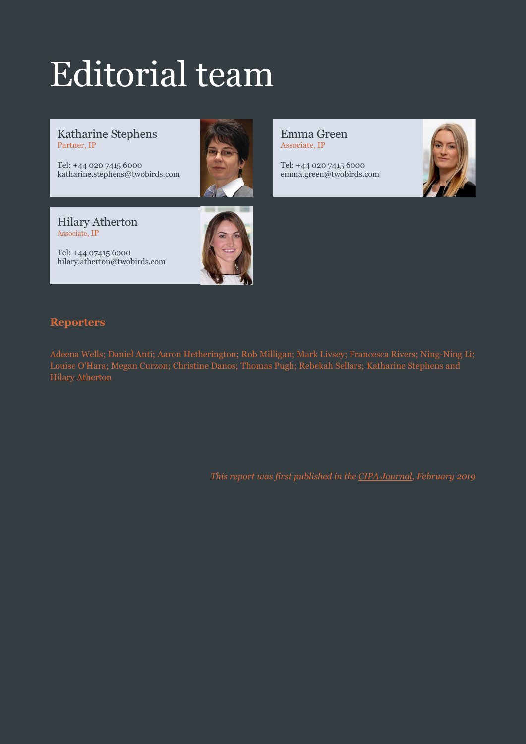# Editorial team

**Katharine Stephens**
Partner, IP

Tel: +44 020 7415 6000
katharine.stephens@twobirds.com

**Emma Green**
Associate, IP

Tel: +44 020 7415 6000
emma.green@twobirds.com

**Hilary Atherton**
Associate, IP

Tel: +44 07415 6000
hilary.atherton@twobirds.com

## Reporters

Adeena Wells; Daniel Anti; Aaron Hetherington; Rob Milligan; Mark Livsey; Francesca Rivers; Ning-Ning Li; Louise O'Hara; Megan Curzon; Christine Danos; Thomas Pugh; Rebekah Sellars; Katharine Stephens and Hilary Atherton

*This report was first published in the CIPA Journal, February 2019*